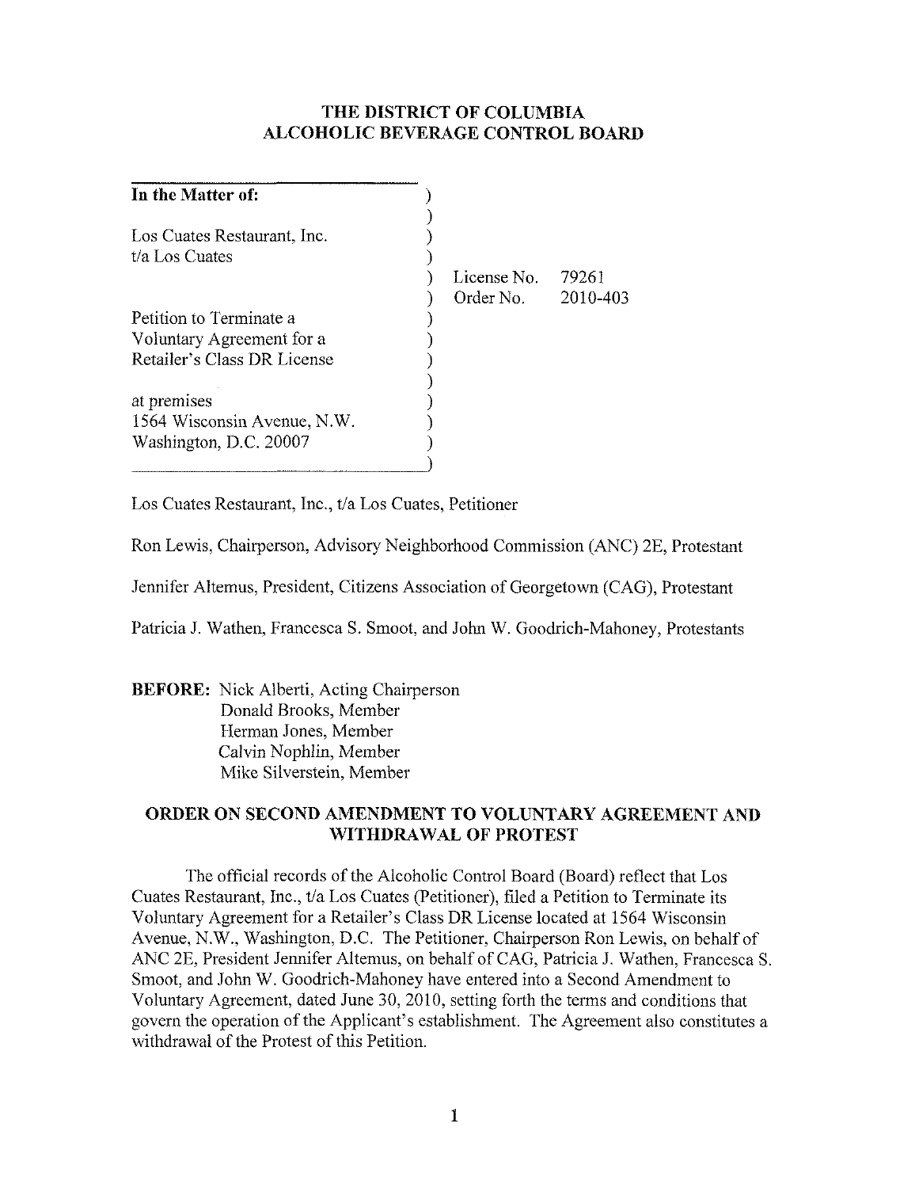# THE DISTRICT OF COLUMBIA
# ALCOHOLIC BEVERAGE CONTROL BOARD

| | | |
|---|---|---|
| **In the Matter of:** | | |
| Los Cuates Restaurant, Inc. t/a Los Cuates | License No. | 79261 |
| | Order No. | 2010-403 |
| Petition to Terminate a Voluntary Agreement for a Retailer's Class DR License | | |
| at premises 1564 Wisconsin Avenue, N.W. Washington, D.C. 20007 | | |

Los Cuates Restaurant, Inc., t/a Los Cuates, Petitioner

Ron Lewis, Chairperson, Advisory Neighborhood Commission (ANC) 2E, Protestant

Jennifer Altemus, President, Citizens Association of Georgetown (CAG), Protestant

Patricia J. Wathen, Francesca S. Smoot, and John W. Goodrich-Mahoney, Protestants

**BEFORE:** Nick Alberti, Acting Chairperson
Donald Brooks, Member
Herman Jones, Member
Calvin Nophlin, Member
Mike Silverstein, Member

## ORDER ON SECOND AMENDMENT TO VOLUNTARY AGREEMENT AND WITHDRAWAL OF PROTEST

The official records of the Alcoholic Control Board (Board) reflect that Los Cuates Restaurant, Inc., t/a Los Cuates (Petitioner), filed a Petition to Terminate its Voluntary Agreement for a Retailer's Class DR License located at 1564 Wisconsin Avenue, N.W., Washington, D.C. The Petitioner, Chairperson Ron Lewis, on behalf of ANC 2E, President Jennifer Altemus, on behalf of CAG, Patricia J. Wathen, Francesca S. Smoot, and John W. Goodrich-Mahoney have entered into a Second Amendment to Voluntary Agreement, dated June 30, 2010, setting forth the terms and conditions that govern the operation of the Applicant's establishment. The Agreement also constitutes a withdrawal of the Protest of this Petition.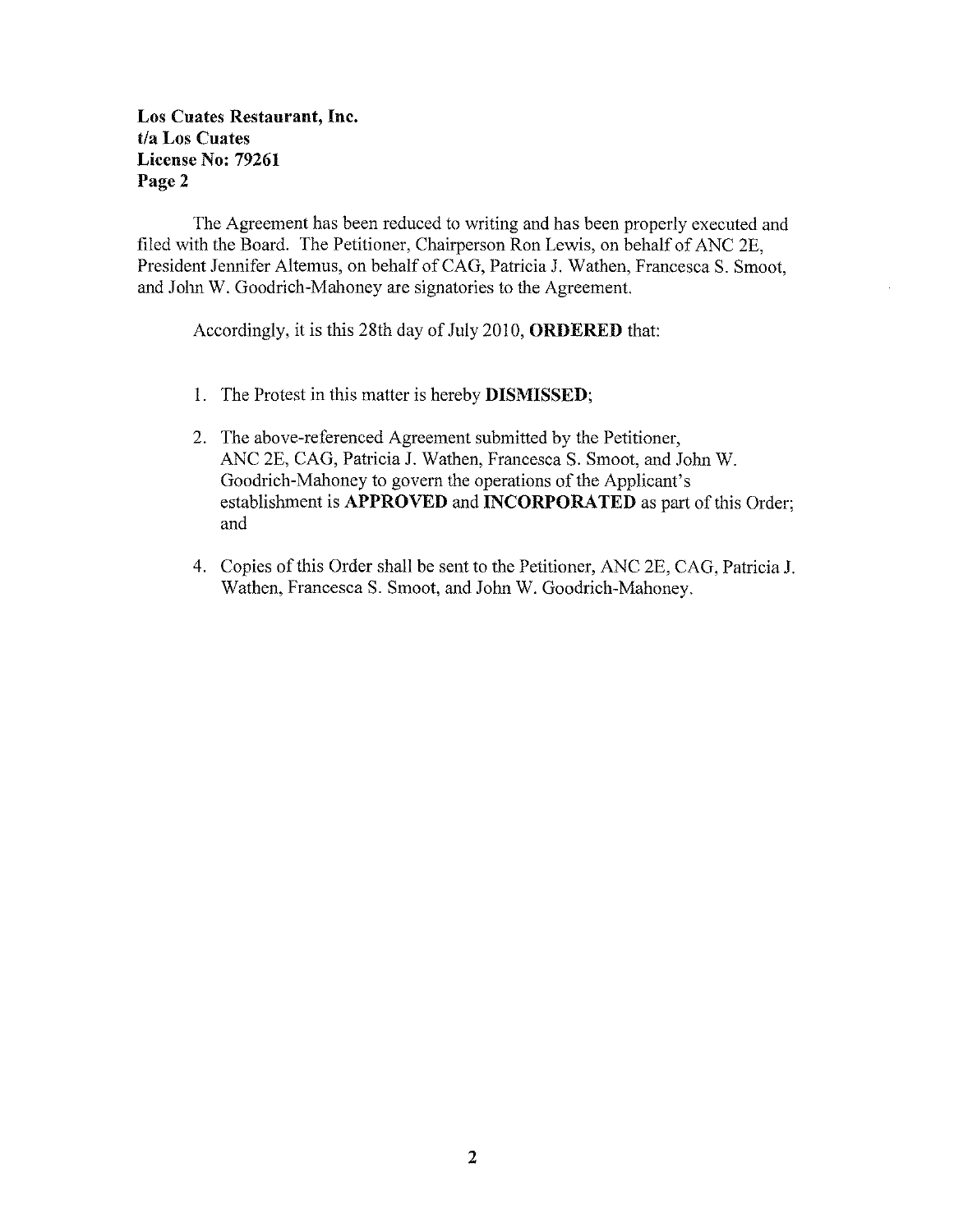**Los Cuates Restaurant, Inc.**
**t/a Los Cuates**
**License No: 79261**
**Page 2**

The Agreement has been reduced to writing and has been properly executed and filed with the Board. The Petitioner, Chairperson Ron Lewis, on behalf of ANC 2E, President Jennifer Altemus, on behalf of CAG, Patricia J. Wathen, Francesca S. Smoot, and John W. Goodrich-Mahoney are signatories to the Agreement.

Accordingly, it is this 28th day of July 2010, **ORDERED** that:

1. The Protest in this matter is hereby **DISMISSED**;

2. The above-referenced Agreement submitted by the Petitioner, ANC 2E, CAG, Patricia J. Wathen, Francesca S. Smoot, and John W. Goodrich-Mahoney to govern the operations of the Applicant's establishment is **APPROVED** and **INCORPORATED** as part of this Order; and

4. Copies of this Order shall be sent to the Petitioner, ANC 2E, CAG, Patricia J. Wathen, Francesca S. Smoot, and John W. Goodrich-Mahoney.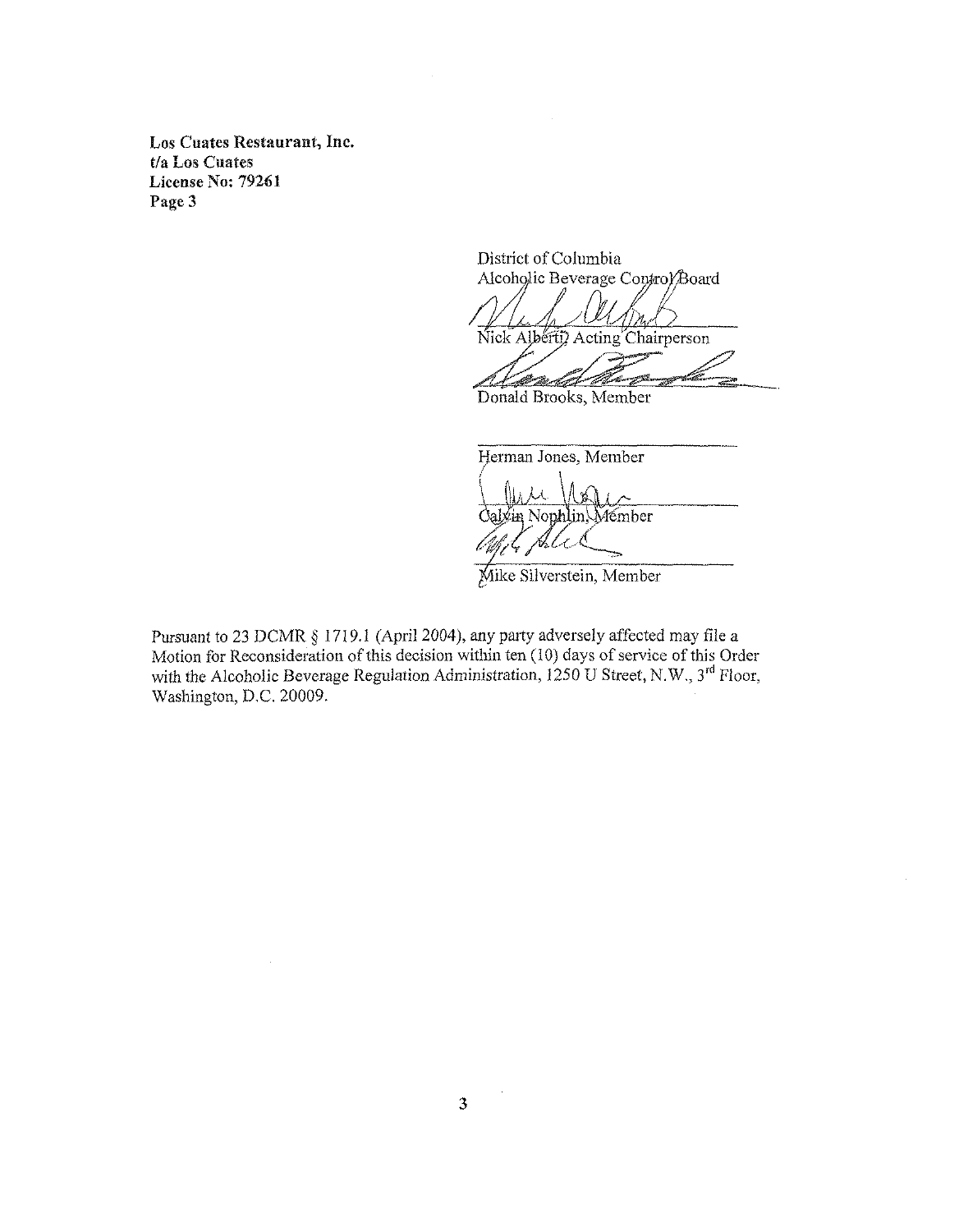**Los Cuates Restaurant, Inc.**
**t/a Los Cuates**
**License No: 79261**
**Page 3**

District of Columbia
Alcoholic Beverage Control Board

Nick Alberti, Acting Chairperson

Donald Brooks, Member

Herman Jones, Member

Calvin Nophlin, Member

Mike Silverstein, Member

Pursuant to 23 DCMR § 1719.1 (April 2004), any party adversely affected may file a Motion for Reconsideration of this decision within ten (10) days of service of this Order with the Alcoholic Beverage Regulation Administration, 1250 U Street, N.W., 3rd Floor, Washington, D.C. 20009.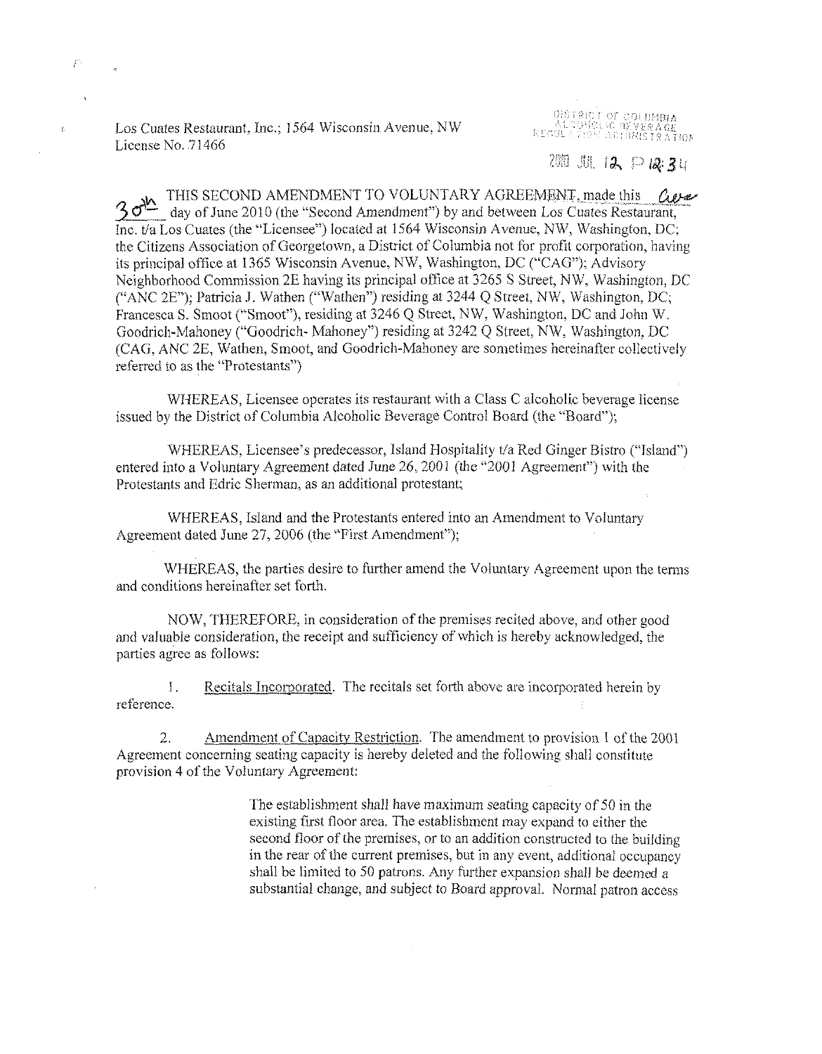Los Cuates Restaurant, Inc.; 1564 Wisconsin Avenue, NW
License No. 71466

DISTRICT OF COLUMBIA
ALCOHOLIC BEVERAGE
REGULATION ADMINISTRATION

2010 JUL 12 P 12:34

THIS SECOND AMENDMENT TO VOLUNTARY AGREEMENT, made this 30th day of June 2010 (the "Second Amendment") by and between Los Cuates Restaurant, Inc. t/a Los Cuates (the "Licensee") located at 1564 Wisconsin Avenue, NW, Washington, DC; the Citizens Association of Georgetown, a District of Columbia not for profit corporation, having its principal office at 1365 Wisconsin Avenue, NW, Washington, DC ("CAG"); Advisory Neighborhood Commission 2E having its principal office at 3265 S Street, NW, Washington, DC ("ANC 2E"); Patricia J. Wathen ("Wathen") residing at 3244 Q Street, NW, Washington, DC; Francesca S. Smoot ("Smoot"), residing at 3246 Q Street, NW, Washington, DC and John W. Goodrich-Mahoney ("Goodrich- Mahoney") residing at 3242 Q Street, NW, Washington, DC (CAG, ANC 2E, Wathen, Smoot, and Goodrich-Mahoney are sometimes hereinafter collectively referred to as the "Protestants")

WHEREAS, Licensee operates its restaurant with a Class C alcoholic beverage license issued by the District of Columbia Alcoholic Beverage Control Board (the "Board");

WHEREAS, Licensee's predecessor, Island Hospitality t/a Red Ginger Bistro ("Island") entered into a Voluntary Agreement dated June 26, 2001 (the "2001 Agreement") with the Protestants and Edric Sherman, as an additional protestant;

WHEREAS, Island and the Protestants entered into an Amendment to Voluntary Agreement dated June 27, 2006 (the "First Amendment");

WHEREAS, the parties desire to further amend the Voluntary Agreement upon the terms and conditions hereinafter set forth.

NOW, THEREFORE, in consideration of the premises recited above, and other good and valuable consideration, the receipt and sufficiency of which is hereby acknowledged, the parties agree as follows:

1. Recitals Incorporated. The recitals set forth above are incorporated herein by reference.

2. Amendment of Capacity Restriction. The amendment to provision 1 of the 2001 Agreement concerning seating capacity is hereby deleted and the following shall constitute provision 4 of the Voluntary Agreement:

> The establishment shall have maximum seating capacity of 50 in the existing first floor area. The establishment may expand to either the second floor of the premises, or to an addition constructed to the building in the rear of the current premises, but in any event, additional occupancy shall be limited to 50 patrons. Any further expansion shall be deemed a substantial change, and subject to Board approval. Normal patron access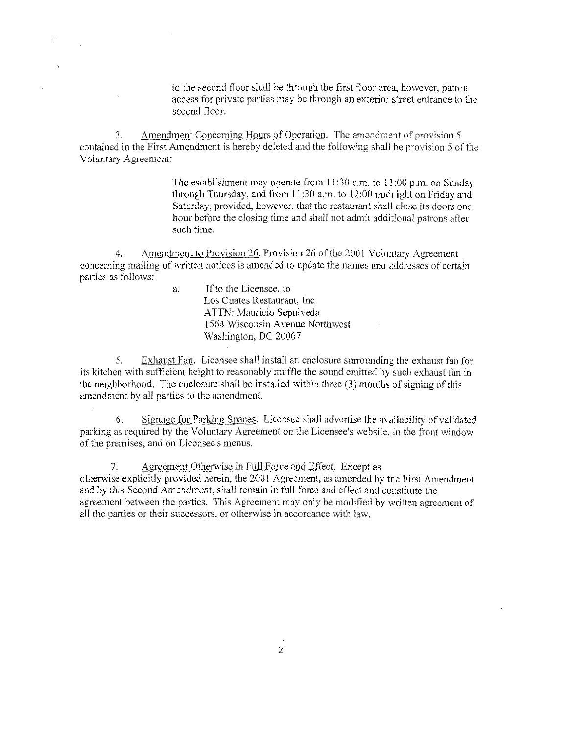to the second floor shall be through the first floor area, however, patron access for private parties may be through an exterior street entrance to the second floor.

3. Amendment Concerning Hours of Operation. The amendment of provision 5 contained in the First Amendment is hereby deleted and the following shall be provision 5 of the Voluntary Agreement:

> The establishment may operate from 11:30 a.m. to 11:00 p.m. on Sunday through Thursday, and from 11:30 a.m. to 12:00 midnight on Friday and Saturday, provided, however, that the restaurant shall close its doors one hour before the closing time and shall not admit additional patrons after such time.

4. Amendment to Provision 26. Provision 26 of the 2001 Voluntary Agreement concerning mailing of written notices is amended to update the names and addresses of certain parties as follows:

   a. If to the Licensee, to
      Los Cuates Restaurant, Inc.
      ATTN: Mauricio Sepulveda
      1564 Wisconsin Avenue Northwest
      Washington, DC 20007

5. Exhaust Fan. Licensee shall install an enclosure surrounding the exhaust fan for its kitchen with sufficient height to reasonably muffle the sound emitted by such exhaust fan in the neighborhood. The enclosure shall be installed within three (3) months of signing of this amendment by all parties to the amendment.

6. Signage for Parking Spaces. Licensee shall advertise the availability of validated parking as required by the Voluntary Agreement on the Licensee's website, in the front window of the premises, and on Licensee's menus.

7. Agreement Otherwise in Full Force and Effect. Except as otherwise explicitly provided herein, the 2001 Agreement, as amended by the First Amendment and by this Second Amendment, shall remain in full force and effect and constitute the agreement between the parties. This Agreement may only be modified by written agreement of all the parties or their successors, or otherwise in accordance with law.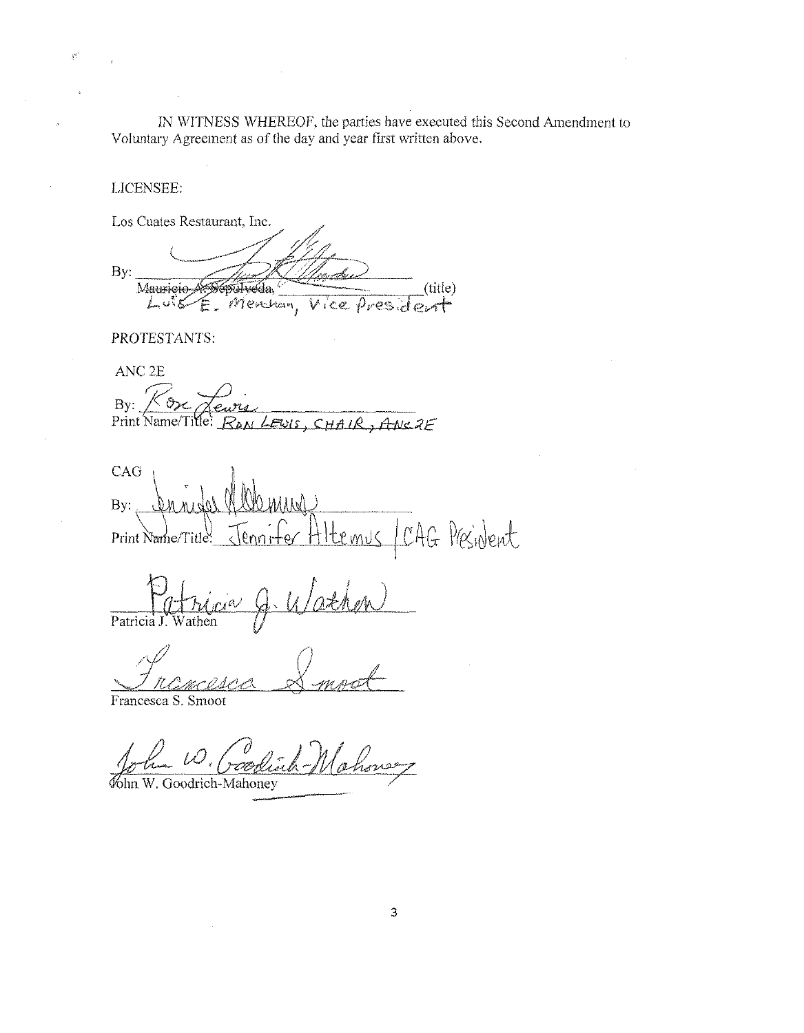IN WITNESS WHEREOF, the parties have executed this Second Amendment to Voluntary Agreement as of the day and year first written above.

LICENSEE:

Los Cuates Restaurant, Inc.

By: ______________________________

~~Mauricio A. Sepulveda,~~ ____________ (title)

Luis E. Menchan, Vice President

PROTESTANTS:

ANC 2E

By: Ron Lewis

Print Name/Title: RON LEWIS, CHAIR, ANC 2E

CAG

By: Jennifer Altemus

Print Name/Title: Jennifer Altemus | CAG President

Patricia J. Wathen

Patricia J. Wathen

Francesca Smoot

Francesca S. Smoot

John W. Goodrich-Mahoney

John W. Goodrich-Mahoney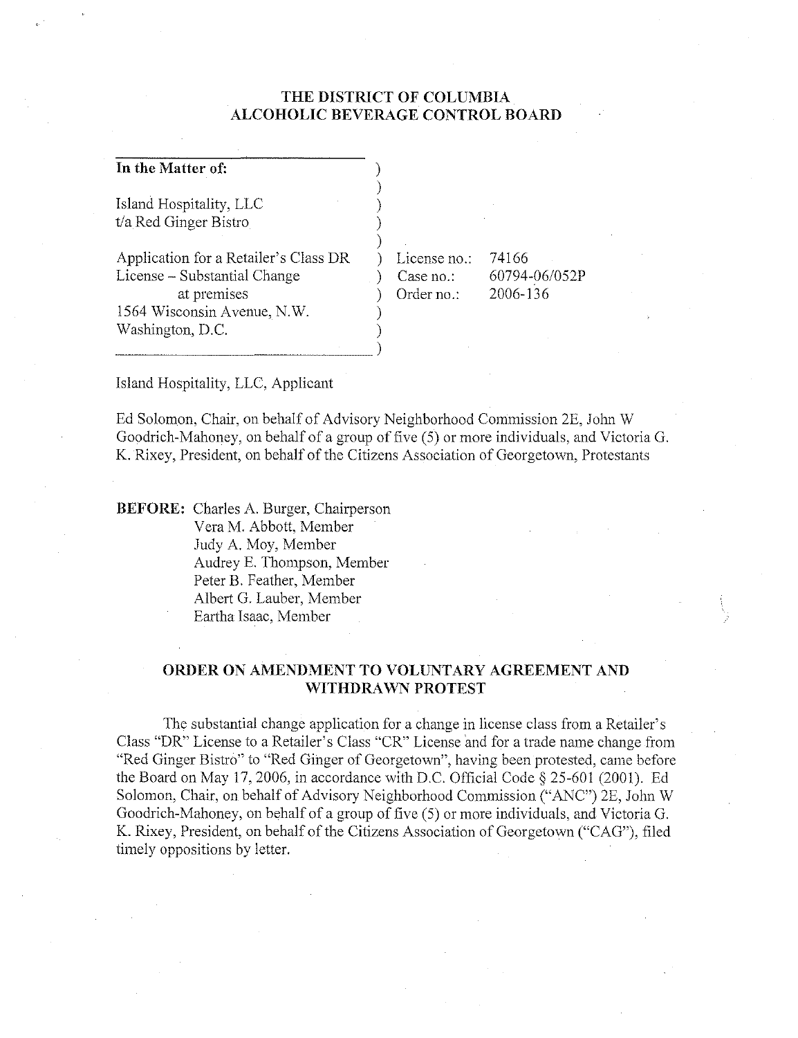# THE DISTRICT OF COLUMBIA
# ALCOHOLIC BEVERAGE CONTROL BOARD

| | | |
|---|---|---|
| **In the Matter of:** | | |
| Island Hospitality, LLC t/a Red Ginger Bistro | | |
| Application for a Retailer's Class DR License – Substantial Change at premises 1564 Wisconsin Avenue, N.W. Washington, D.C. | License no.: | 74166 |
| | Case no.: | 60794-06/052P |
| | Order no.: | 2006-136 |

Island Hospitality, LLC, Applicant

Ed Solomon, Chair, on behalf of Advisory Neighborhood Commission 2E, John W Goodrich-Mahoney, on behalf of a group of five (5) or more individuals, and Victoria G. K. Rixey, President, on behalf of the Citizens Association of Georgetown, Protestants

**BEFORE:** Charles A. Burger, Chairperson
Vera M. Abbott, Member
Judy A. Moy, Member
Audrey E. Thompson, Member
Peter B. Feather, Member
Albert G. Lauber, Member
Eartha Isaac, Member

## ORDER ON AMENDMENT TO VOLUNTARY AGREEMENT AND WITHDRAWN PROTEST

The substantial change application for a change in license class from a Retailer's Class "DR" License to a Retailer's Class "CR" License and for a trade name change from "Red Ginger Bistro" to "Red Ginger of Georgetown", having been protested, came before the Board on May 17, 2006, in accordance with D.C. Official Code § 25-601 (2001). Ed Solomon, Chair, on behalf of Advisory Neighborhood Commission ("ANC") 2E, John W Goodrich-Mahoney, on behalf of a group of five (5) or more individuals, and Victoria G. K. Rixey, President, on behalf of the Citizens Association of Georgetown ("CAG"), filed timely oppositions by letter.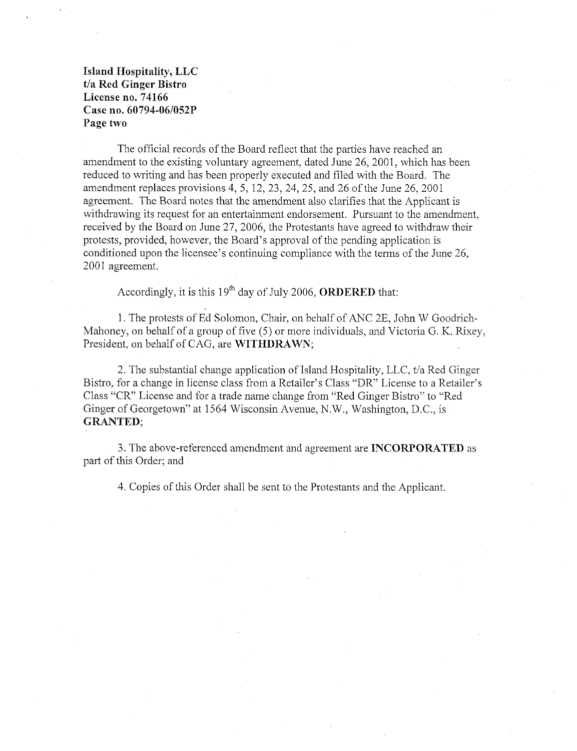**Island Hospitality, LLC**
**t/a Red Ginger Bistro**
**License no. 74166**
**Case no. 60794-06/052P**
**Page two**

The official records of the Board reflect that the parties have reached an amendment to the existing voluntary agreement, dated June 26, 2001, which has been reduced to writing and has been properly executed and filed with the Board. The amendment replaces provisions 4, 5, 12, 23, 24, 25, and 26 of the June 26, 2001 agreement. The Board notes that the amendment also clarifies that the Applicant is withdrawing its request for an entertainment endorsement. Pursuant to the amendment, received by the Board on June 27, 2006, the Protestants have agreed to withdraw their protests, provided, however, the Board's approval of the pending application is conditioned upon the licensee's continuing compliance with the terms of the June 26, 2001 agreement.

Accordingly, it is this 19th day of July 2006, **ORDERED** that:

1. The protests of Ed Solomon, Chair, on behalf of ANC 2E, John W Goodrich-Mahoney, on behalf of a group of five (5) or more individuals, and Victoria G. K. Rixey, President, on behalf of CAG, are **WITHDRAWN**;

2. The substantial change application of Island Hospitality, LLC, t/a Red Ginger Bistro, for a change in license class from a Retailer's Class "DR" License to a Retailer's Class "CR" License and for a trade name change from "Red Ginger Bistro" to "Red Ginger of Georgetown" at 1564 Wisconsin Avenue, N.W., Washington, D.C., is **GRANTED**;

3. The above-referenced amendment and agreement are **INCORPORATED** as part of this Order; and

4. Copies of this Order shall be sent to the Protestants and the Applicant.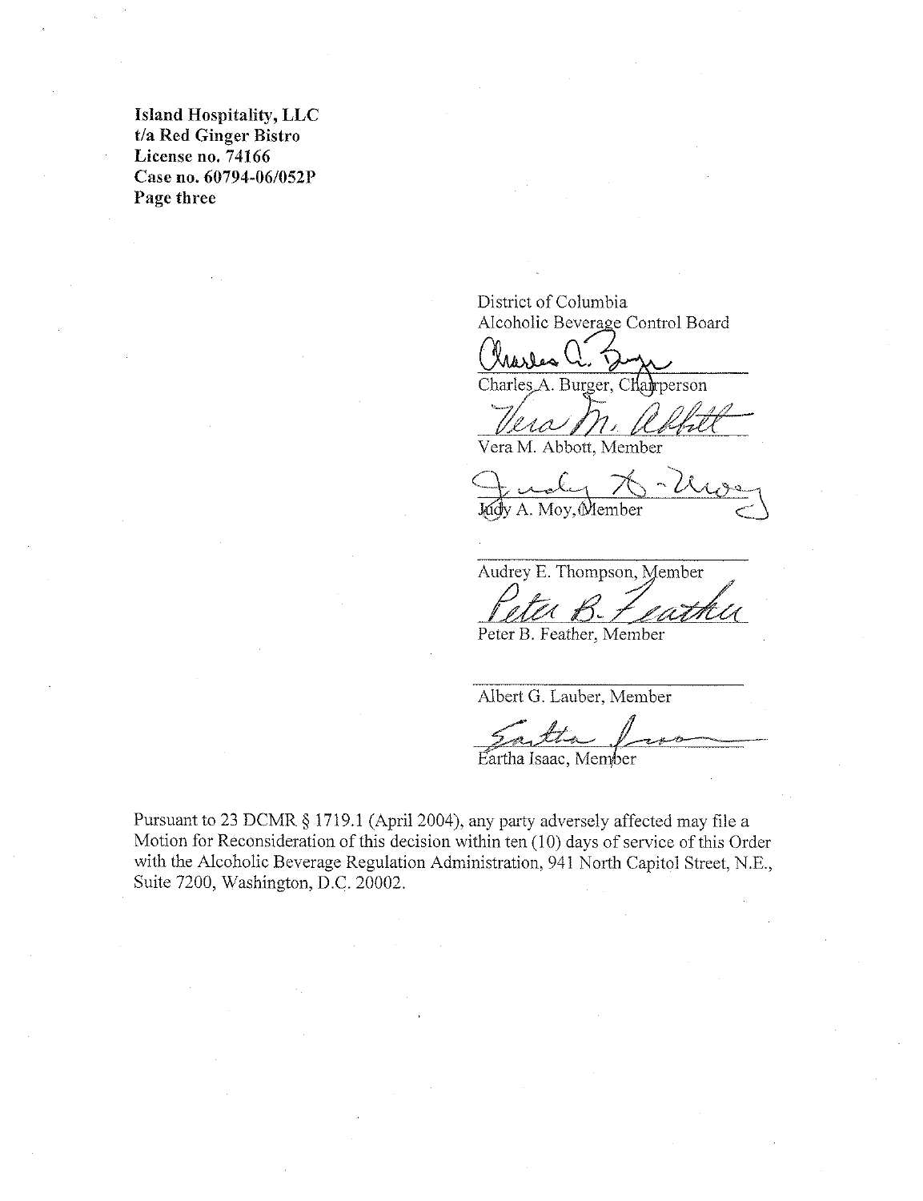**Island Hospitality, LLC**
**t/a Red Ginger Bistro**
**License no. 74166**
**Case no. 60794-06/052P**
**Page three**

District of Columbia
Alcoholic Beverage Control Board

Charles A. Burger, Chairperson

Vera M. Abbott, Member

Judy A. Moy, Member

Audrey E. Thompson, Member

Peter B. Feather, Member

Albert G. Lauber, Member

Eartha Isaac, Member

Pursuant to 23 DCMR § 1719.1 (April 2004), any party adversely affected may file a Motion for Reconsideration of this decision within ten (10) days of service of this Order with the Alcoholic Beverage Regulation Administration, 941 North Capitol Street, N.E., Suite 7200, Washington, D.C. 20002.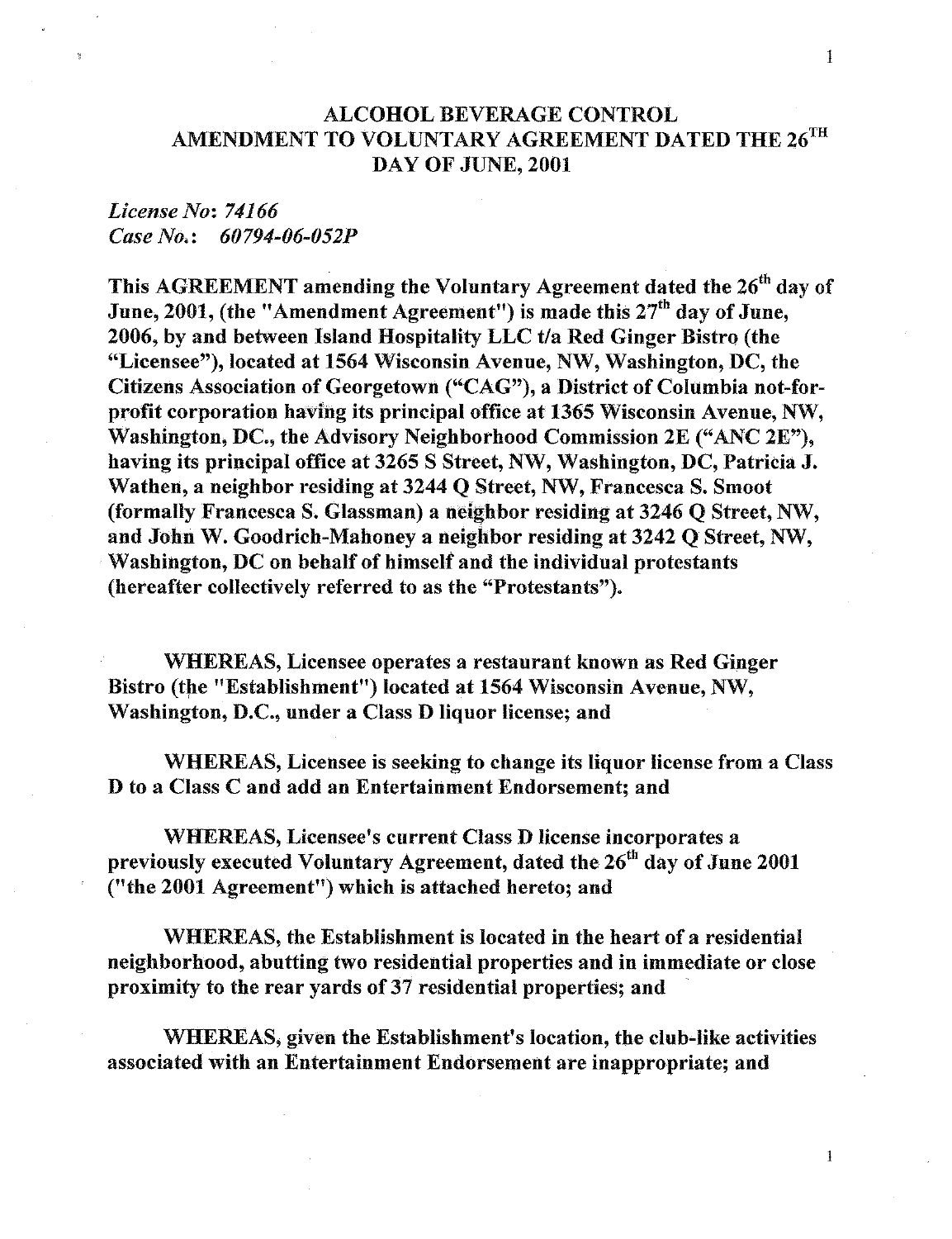# ALCOHOL BEVERAGE CONTROL
# AMENDMENT TO VOLUNTARY AGREEMENT DATED THE 26TH DAY OF JUNE, 2001

*License No*: *74166*
*Case No.*: *60794-06-052P*

**This AGREEMENT amending the Voluntary Agreement dated the 26th day of June, 2001, (the "Amendment Agreement") is made this 27th day of June, 2006, by and between Island Hospitality LLC t/a Red Ginger Bistro (the "Licensee"), located at 1564 Wisconsin Avenue, NW, Washington, DC, the Citizens Association of Georgetown ("CAG"), a District of Columbia not-for-profit corporation having its principal office at 1365 Wisconsin Avenue, NW, Washington, DC., the Advisory Neighborhood Commission 2E ("ANC 2E"), having its principal office at 3265 S Street, NW, Washington, DC, Patricia J. Wathen, a neighbor residing at 3244 Q Street, NW, Francesca S. Smoot (formally Francesca S. Glassman) a neighbor residing at 3246 Q Street, NW, and John W. Goodrich-Mahoney a neighbor residing at 3242 Q Street, NW, Washington, DC on behalf of himself and the individual protestants (hereafter collectively referred to as the "Protestants").**

**WHEREAS, Licensee operates a restaurant known as Red Ginger Bistro (the "Establishment") located at 1564 Wisconsin Avenue, NW, Washington, D.C., under a Class D liquor license; and**

**WHEREAS, Licensee is seeking to change its liquor license from a Class D to a Class C and add an Entertainment Endorsement; and**

**WHEREAS, Licensee's current Class D license incorporates a previously executed Voluntary Agreement, dated the 26th day of June 2001 ("the 2001 Agreement") which is attached hereto; and**

**WHEREAS, the Establishment is located in the heart of a residential neighborhood, abutting two residential properties and in immediate or close proximity to the rear yards of 37 residential properties; and**

**WHEREAS, given the Establishment's location, the club-like activities associated with an Entertainment Endorsement are inappropriate; and**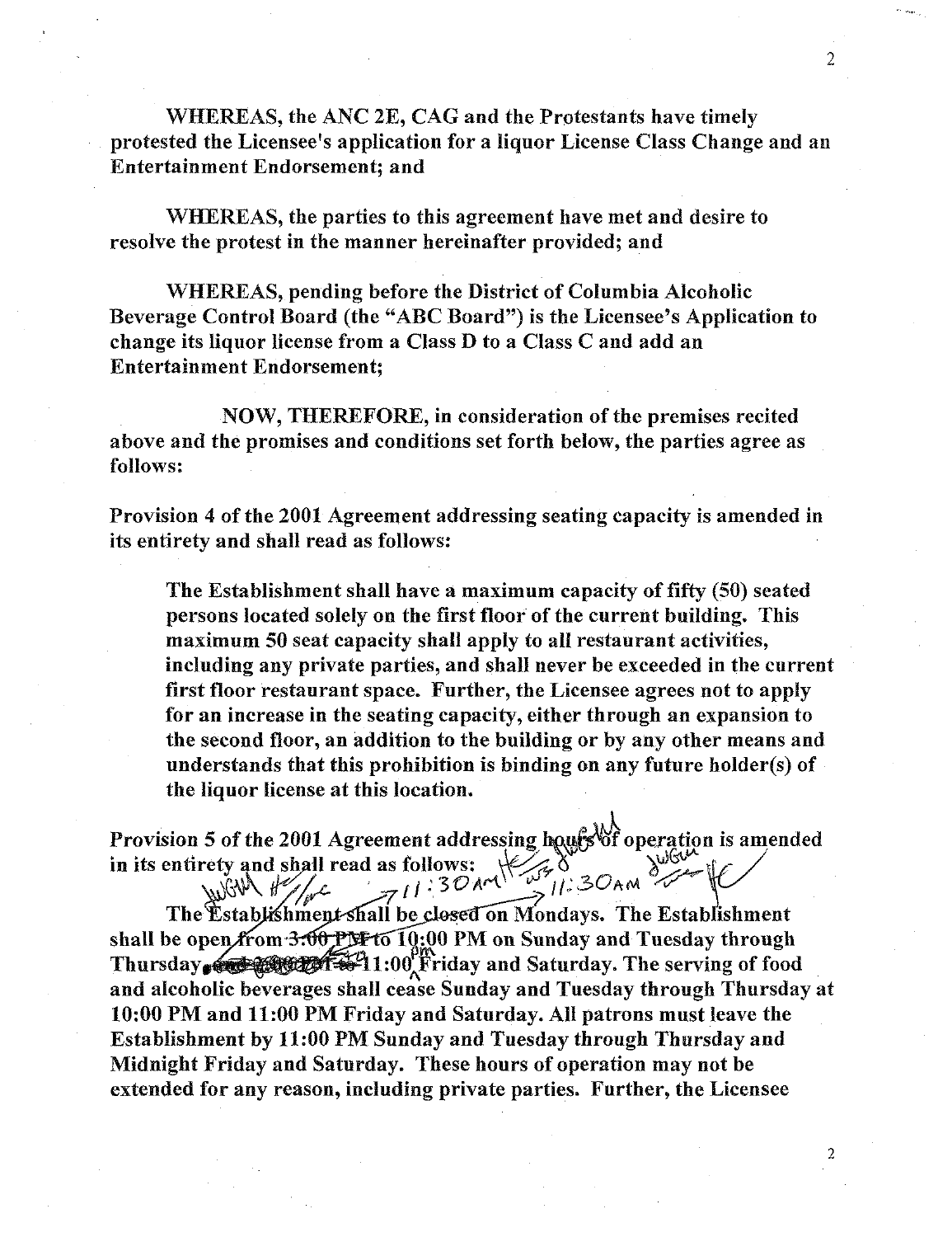WHEREAS, the ANC 2E, CAG and the Protestants have timely protested the Licensee's application for a liquor License Class Change and an Entertainment Endorsement; and

WHEREAS, the parties to this agreement have met and desire to resolve the protest in the manner hereinafter provided; and

WHEREAS, pending before the District of Columbia Alcoholic Beverage Control Board (the "ABC Board") is the Licensee's Application to change its liquor license from a Class D to a Class C and add an Entertainment Endorsement;

NOW, THEREFORE, in consideration of the premises recited above and the promises and conditions set forth below, the parties agree as follows:

**Provision 4 of the 2001 Agreement addressing seating capacity is amended in its entirety and shall read as follows:**

> **The Establishment shall have a maximum capacity of fifty (50) seated persons located solely on the first floor of the current building. This maximum 50 seat capacity shall apply to all restaurant activities, including any private parties, and shall never be exceeded in the current first floor restaurant space. Further, the Licensee agrees not to apply for an increase in the seating capacity, either through an expansion to the second floor, an addition to the building or by any other means and understands that this prohibition is binding on any future holder(s) of the liquor license at this location.**

**Provision 5 of the 2001 Agreement addressing hours of operation is amended in its entirety and shall read as follows:**

The Establishment shall be closed on Mondays. The Establishment shall be open from ~~3:00 PM~~ 11:30 AM to 10:00 PM on Sunday and Tuesday through Thursday, ~~and 3:00 PM to~~ 11:30 AM to 11:00 pm Friday and Saturday. The serving of food and alcoholic beverages shall cease Sunday and Tuesday through Thursday at 10:00 PM and 11:00 PM Friday and Saturday. All patrons must leave the Establishment by 11:00 PM Sunday and Tuesday through Thursday and Midnight Friday and Saturday. These hours of operation may not be extended for any reason, including private parties. Further, the Licensee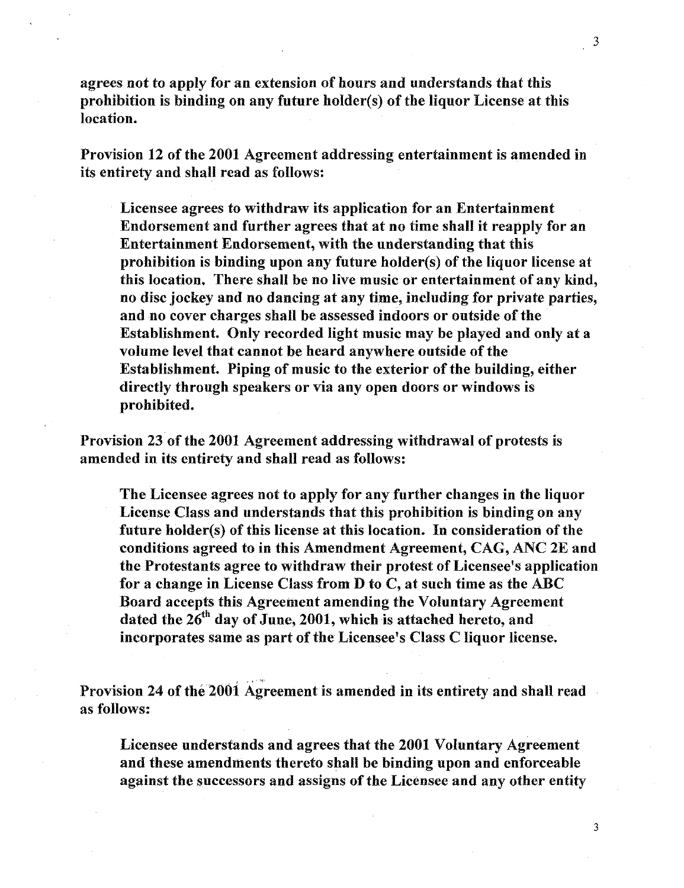**agrees not to apply for an extension of hours and understands that this prohibition is binding on any future holder(s) of the liquor License at this location.**

**Provision 12 of the 2001 Agreement addressing entertainment is amended in its entirety and shall read as follows:**

> **Licensee agrees to withdraw its application for an Entertainment Endorsement and further agrees that at no time shall it reapply for an Entertainment Endorsement, with the understanding that this prohibition is binding upon any future holder(s) of the liquor license at this location. There shall be no live music or entertainment of any kind, no disc jockey and no dancing at any time, including for private parties, and no cover charges shall be assessed indoors or outside of the Establishment. Only recorded light music may be played and only at a volume level that cannot be heard anywhere outside of the Establishment. Piping of music to the exterior of the building, either directly through speakers or via any open doors or windows is prohibited.**

**Provision 23 of the 2001 Agreement addressing withdrawal of protests is amended in its entirety and shall read as follows:**

> **The Licensee agrees not to apply for any further changes in the liquor License Class and understands that this prohibition is binding on any future holder(s) of this license at this location. In consideration of the conditions agreed to in this Amendment Agreement, CAG, ANC 2E and the Protestants agree to withdraw their protest of Licensee's application for a change in License Class from D to C, at such time as the ABC Board accepts this Agreement amending the Voluntary Agreement dated the 26th day of June, 2001, which is attached hereto, and incorporates same as part of the Licensee's Class C liquor license.**

**Provision 24 of the 2001 Agreement is amended in its entirety and shall read as follows:**

> **Licensee understands and agrees that the 2001 Voluntary Agreement and these amendments thereto shall be binding upon and enforceable against the successors and assigns of the Licensee and any other entity**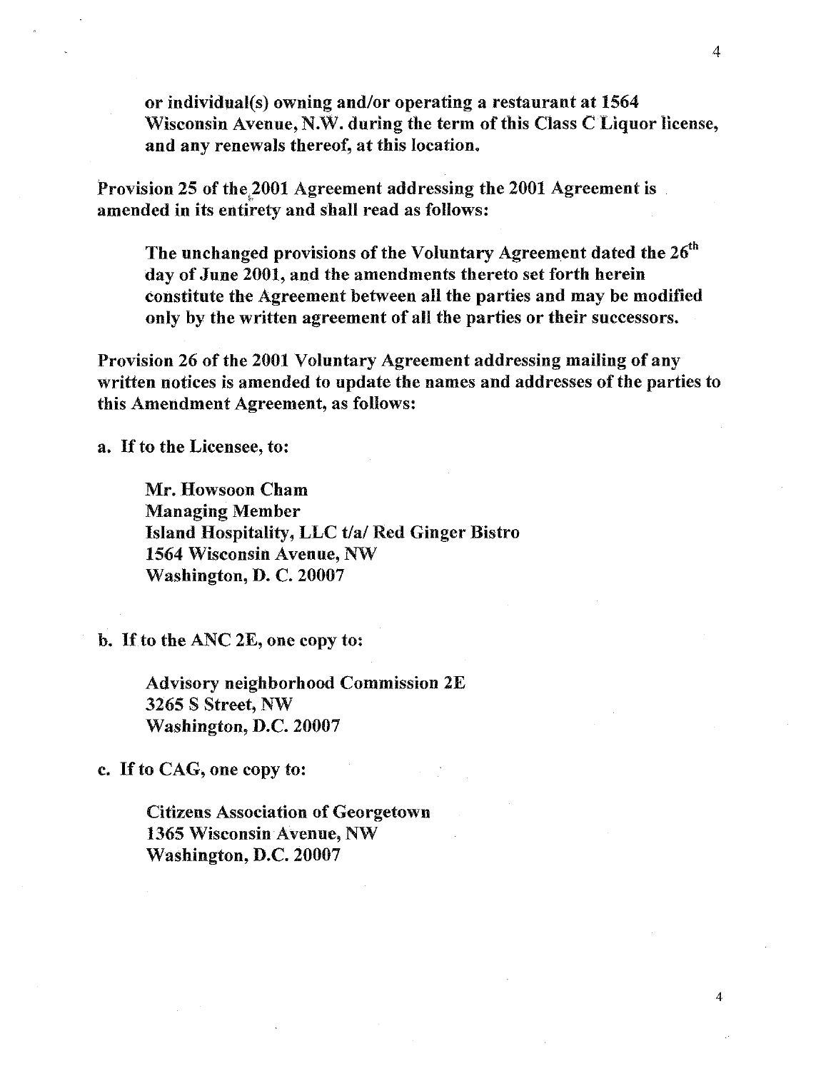**or individual(s) owning and/or operating a restaurant at 1564 Wisconsin Avenue, N.W. during the term of this Class C Liquor license, and any renewals thereof, at this location.**

**Provision 25 of the 2001 Agreement addressing the 2001 Agreement is amended in its entirety and shall read as follows:**

**The unchanged provisions of the Voluntary Agreement dated the 26th day of June 2001, and the amendments thereto set forth herein constitute the Agreement between all the parties and may be modified only by the written agreement of all the parties or their successors.**

**Provision 26 of the 2001 Voluntary Agreement addressing mailing of any written notices is amended to update the names and addresses of the parties to this Amendment Agreement, as follows:**

**a. If to the Licensee, to:**

**Mr. Howsoon Cham**
**Managing Member**
**Island Hospitality, LLC t/a/ Red Ginger Bistro**
**1564 Wisconsin Avenue, NW**
**Washington, D. C. 20007**

**b. If to the ANC 2E, one copy to:**

**Advisory neighborhood Commission 2E**
**3265 S Street, NW**
**Washington, D.C. 20007**

**c. If to CAG, one copy to:**

**Citizens Association of Georgetown**
**1365 Wisconsin Avenue, NW**
**Washington, D.C. 20007**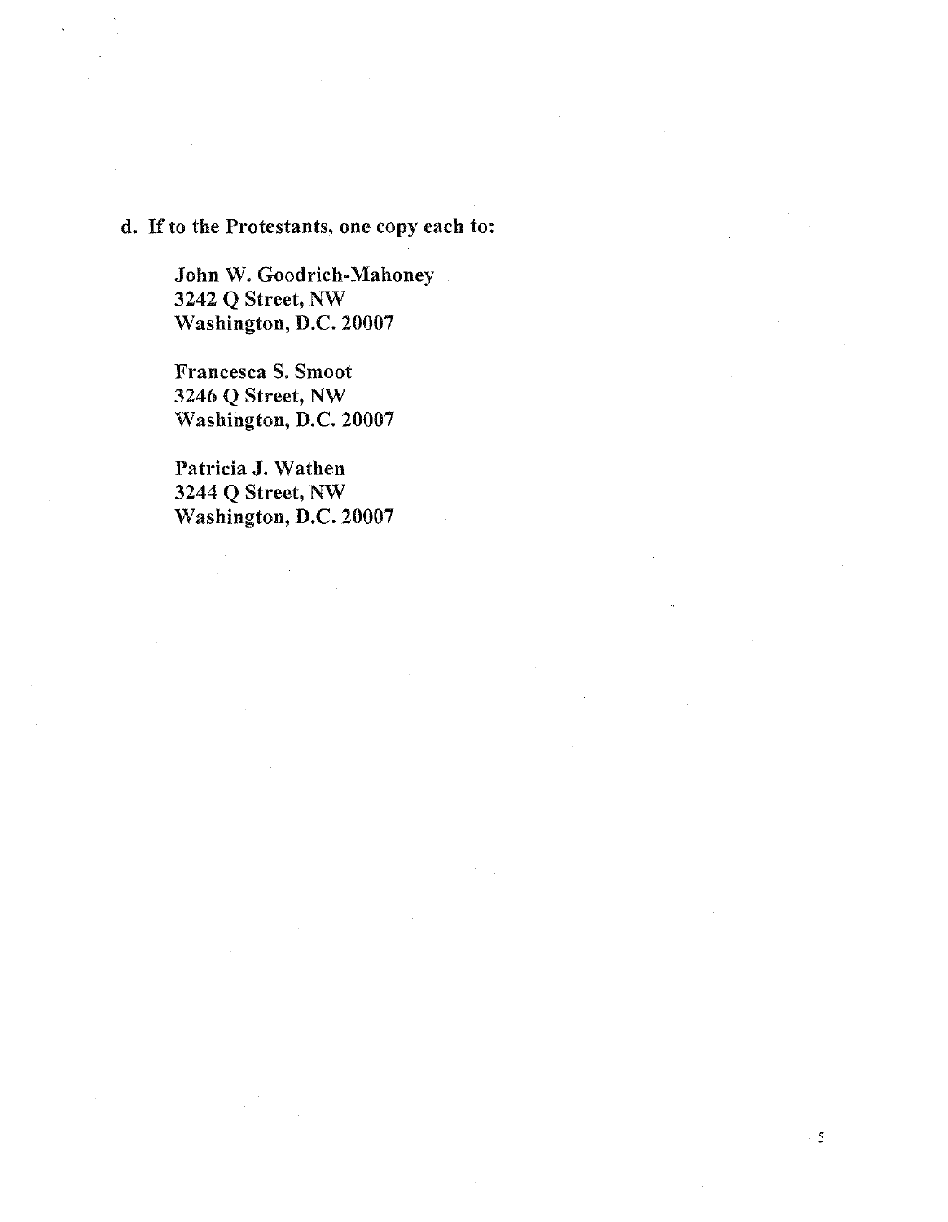**d. If to the Protestants, one copy each to:**

**John W. Goodrich-Mahoney**
**3242 Q Street, NW**
**Washington, D.C. 20007**

**Francesca S. Smoot**
**3246 Q Street, NW**
**Washington, D.C. 20007**

**Patricia J. Wathen**
**3244 Q Street, NW**
**Washington, D.C. 20007**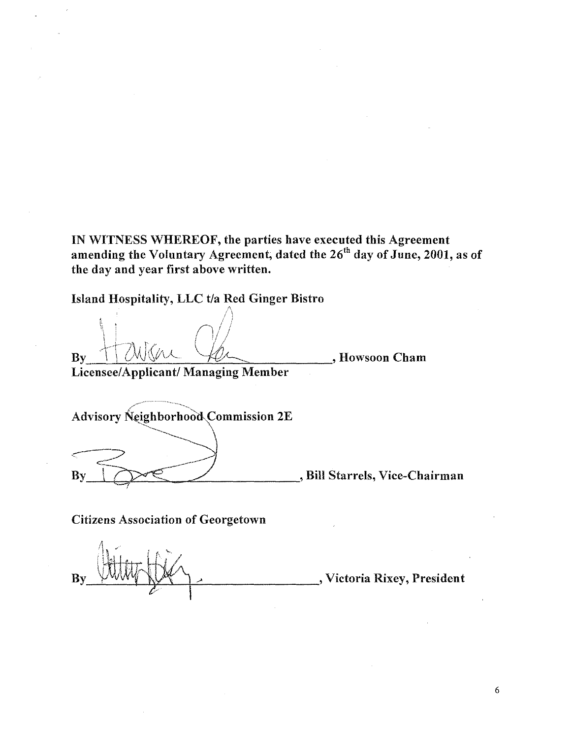**IN WITNESS WHEREOF, the parties have executed this Agreement amending the Voluntary Agreement, dated the 26th day of June, 2001, as of the day and year first above written.**

**Island Hospitality, LLC t/a Red Ginger Bistro**

By________________________________, Howsoon Cham
Licensee/Applicant/ Managing Member

Advisory Neighborhood Commission 2E

By________________________________, Bill Starrels, Vice-Chairman

Citizens Association of Georgetown

By________________________________, Victoria Rixey, President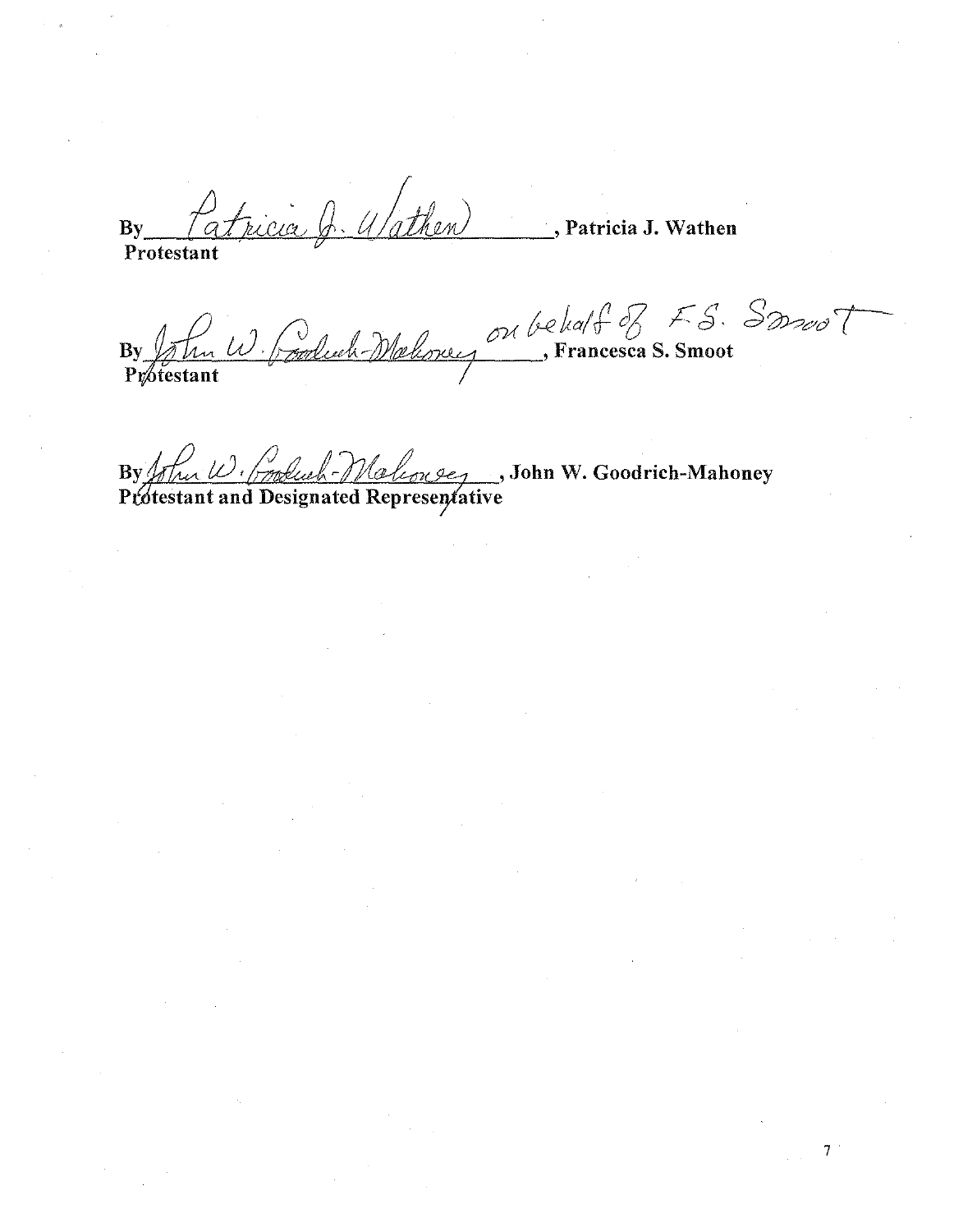By *Patricia J. Wathen*, Patricia J. Wathen
**Protestant**

By *John W. Goodrich-Mahoney on behalf of F.S. Smoot*, Francesca S. Smoot
**Protestant**

By *John W. Goodrich-Mahoney*, John W. Goodrich-Mahoney
**Protestant and Designated Representative**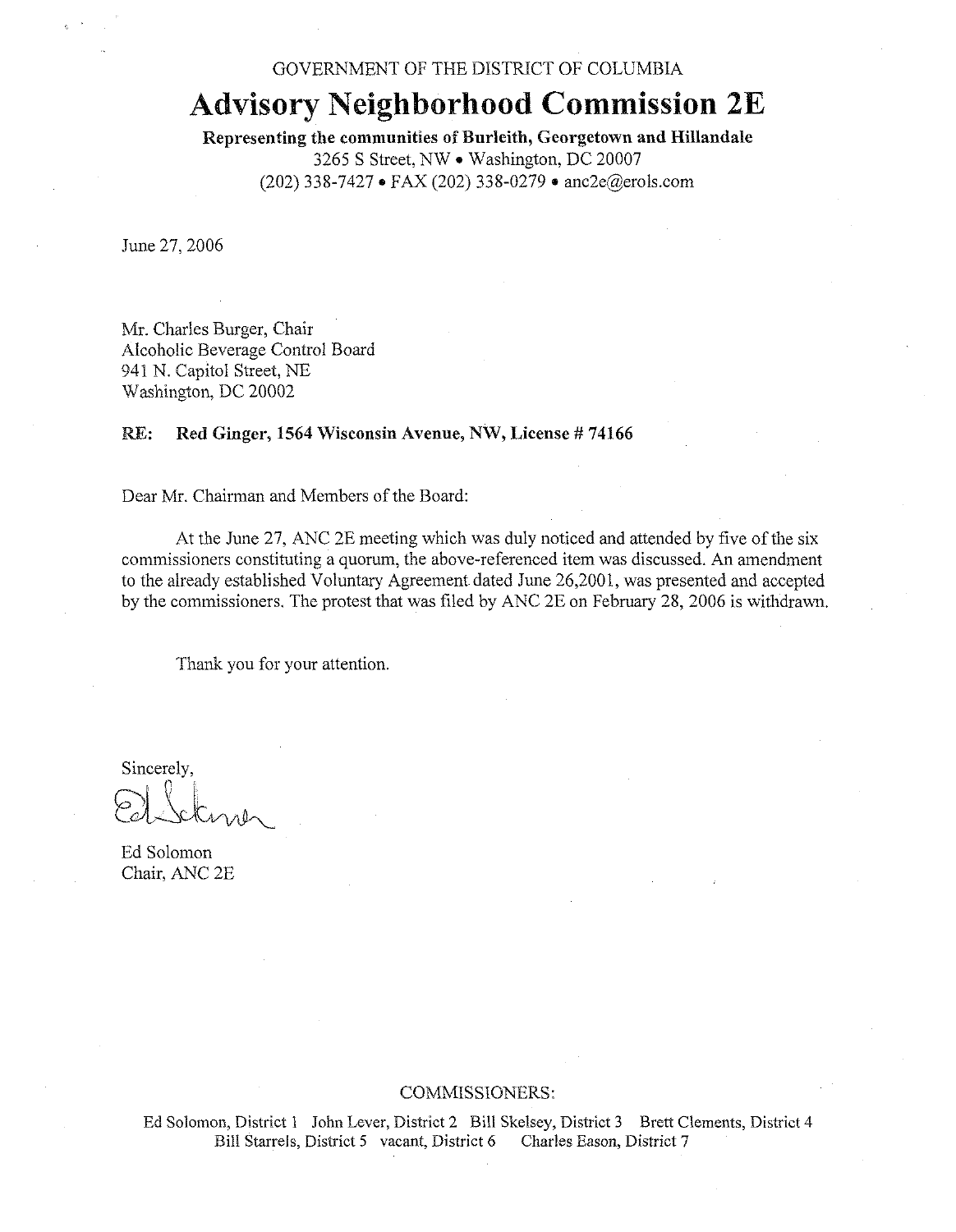GOVERNMENT OF THE DISTRICT OF COLUMBIA

# Advisory Neighborhood Commission 2E

**Representing the communities of Burleith, Georgetown and Hillandale**
3265 S Street, NW • Washington, DC 20007
(202) 338-7427 • FAX (202) 338-0279 • anc2e@erols.com

June 27, 2006

Mr. Charles Burger, Chair
Alcoholic Beverage Control Board
941 N. Capitol Street, NE
Washington, DC 20002

**RE: Red Ginger, 1564 Wisconsin Avenue, NW, License # 74166**

Dear Mr. Chairman and Members of the Board:

At the June 27, ANC 2E meeting which was duly noticed and attended by five of the six commissioners constituting a quorum, the above-referenced item was discussed. An amendment to the already established Voluntary Agreement dated June 26,2001, was presented and accepted by the commissioners. The protest that was filed by ANC 2E on February 28, 2006 is withdrawn.

Thank you for your attention.

Sincerely,

Ed Solomon
Chair, ANC 2E

COMMISSIONERS:

Ed Solomon, District 1 John Lever, District 2 Bill Skelsey, District 3 Brett Clements, District 4
Bill Starrels, District 5 vacant, District 6 Charles Eason, District 7